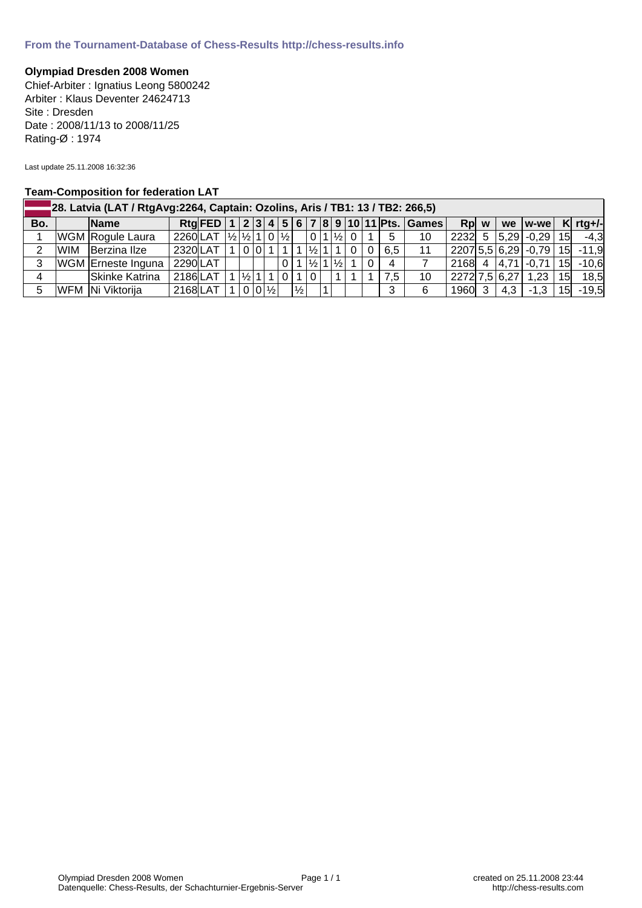**From the Tournament-Database of Chess-Results http://chess-results.info**

**Olympiad Dresden 2008 Women**

Chief-Arbiter : Ignatius Leong 5800242
Arbiter : Klaus Deventer 24624713
Site : Dresden
Date : 2008/11/13 to 2008/11/25
Rating-Ø : 1974

Last update 25.11.2008 16:32:36

**Team-Composition for federation LAT**

| 28. Latvia (LAT / RtgAvg:2264, Captain: Ozolins, Aris / TB1: 13 / TB2: 266,5) | | | | | | | | | | | | | | | | | | | | | | | | | |
|---|---|---|---|---|---|---|---|---|---|---|---|---|---|---|---|---|---|---|---|---|---|---|---|---|---|
| Bo. | | Name | Rtg | FED | 1 | 2 | 3 | 4 | 5 | 6 | 7 | 8 | 9 | 10 | 11 | Pts. | Games | Rp | w | we | w-we | K | rtg+/- |
| 1 | WGM | Rogule Laura | 2260 | LAT | ½ | ½ | 1 | 0 | ½ | | 0 | 1 | ½ | 0 | 1 | 5 | 10 | 2232 | 5 | 5,29 | -0,29 | 15 | -4,3 |
| 2 | WIM | Berzina Ilze | 2320 | LAT | 1 | 0 | 0 | 1 | 1 | 1 | ½ | 1 | 1 | 0 | 0 | 6,5 | 11 | 2207 | 5,5 | 6,29 | -0,79 | 15 | -11,9 |
| 3 | WGM | Erneste Inguna | 2290 | LAT | | | | | 0 | 1 | ½ | 1 | ½ | 1 | 0 | 4 | 7 | 2168 | 4 | 4,71 | -0,71 | 15 | -10,6 |
| 4 | | Skinke Katrina | 2186 | LAT | 1 | ½ | 1 | 1 | 0 | 1 | 0 | | 1 | 1 | 1 | 7,5 | 10 | 2272 | 7,5 | 6,27 | 1,23 | 15 | 18,5 |
| 5 | WFM | Ni Viktorija | 2168 | LAT | 1 | 0 | 0 | ½ | | ½ | | 1 | | | | 3 | 6 | 1960 | 3 | 4,3 | -1,3 | 15 | -19,5 |

Olympiad Dresden 2008 Women
Datenquelle: Chess-Results, der Schachturnier-Ergebnis-Server

created on 25.11.2008 23:44
http://chess-results.com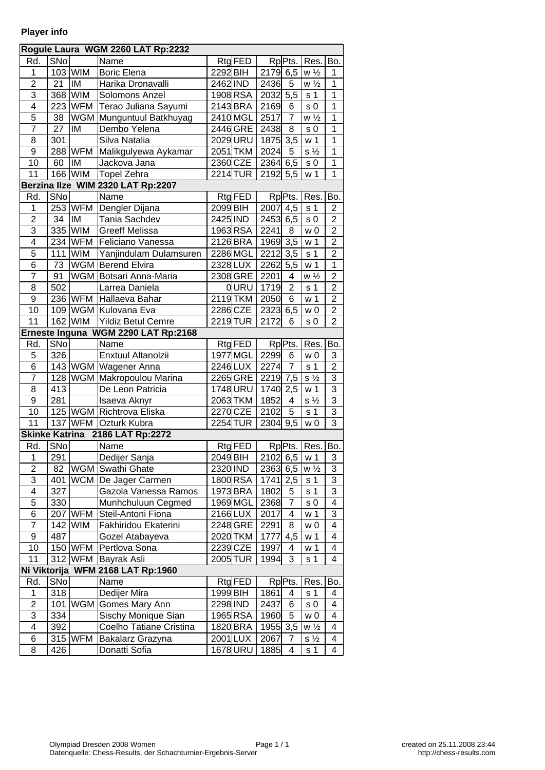**Player info**

| Rd. | SNo | | Name | Rtg | FED | Rp | Pts. | Res. | Bo. |
|---|---|---|---|---|---|---|---|---|---|
| **Rogule Laura WGM 2260 LAT Rp:2232** | | | | | | | | | |
| 1 | 103 | WIM | Boric Elena | 2292 | BIH | 2179 | 6,5 | w ½ | 1 |
| 2 | 21 | IM | Harika Dronavalli | 2462 | IND | 2436 | 5 | w ½ | 1 |
| 3 | 368 | WIM | Solomons Anzel | 1908 | RSA | 2032 | 5,5 | s 1 | 1 |
| 4 | 223 | WFM | Terao Juliana Sayumi | 2143 | BRA | 2169 | 6 | s 0 | 1 |
| 5 | 38 | WGM | Munguntuul Batkhuyag | 2410 | MGL | 2517 | 7 | w ½ | 1 |
| 7 | 27 | IM | Dembo Yelena | 2446 | GRE | 2438 | 8 | s 0 | 1 |
| 8 | 301 | | Silva Natalia | 2029 | URU | 1875 | 3,5 | w 1 | 1 |
| 9 | 288 | WFM | Malikgulyewa Aykamar | 2051 | TKM | 2024 | 5 | s ½ | 1 |
| 10 | 60 | IM | Jackova Jana | 2360 | CZE | 2364 | 6,5 | s 0 | 1 |
| 11 | 166 | WIM | Topel Zehra | 2214 | TUR | 2192 | 5,5 | w 1 | 1 |
| **Berzina Ilze WIM 2320 LAT Rp:2207** | | | | | | | | | |
| 1 | 253 | WFM | Dengler Dijana | 2099 | BIH | 2007 | 4,5 | s 1 | 2 |
| 2 | 34 | IM | Tania Sachdev | 2425 | IND | 2453 | 6,5 | s 0 | 2 |
| 3 | 335 | WIM | Greeff Melissa | 1963 | RSA | 2241 | 8 | w 0 | 2 |
| 4 | 234 | WFM | Feliciano Vanessa | 2126 | BRA | 1969 | 3,5 | w 1 | 2 |
| 5 | 111 | WIM | Yanjindulam Dulamsuren | 2286 | MGL | 2212 | 3,5 | s 1 | 2 |
| 6 | 73 | WGM | Berend Elvira | 2328 | LUX | 2262 | 5,5 | w 1 | 1 |
| 7 | 91 | WGM | Botsari Anna-Maria | 2308 | GRE | 2201 | 4 | w ½ | 2 |
| 8 | 502 | | Larrea Daniela | 0 | URU | 1719 | 2 | s 1 | 2 |
| 9 | 236 | WFM | Hallaeva Bahar | 2119 | TKM | 2050 | 6 | w 1 | 2 |
| 10 | 109 | WGM | Kulovana Eva | 2286 | CZE | 2323 | 6,5 | w 0 | 2 |
| 11 | 162 | WIM | Yildiz Betul Cemre | 2219 | TUR | 2172 | 6 | s 0 | 2 |
| **Erneste Inguna WGM 2290 LAT Rp:2168** | | | | | | | | | |
| 5 | 326 | | Enxtuul Altanolzii | 1977 | MGL | 2299 | 6 | w 0 | 3 |
| 6 | 143 | WGM | Wagener Anna | 2246 | LUX | 2274 | 7 | s 1 | 2 |
| 7 | 128 | WGM | Makropoulou Marina | 2265 | GRE | 2219 | 7,5 | s ½ | 3 |
| 8 | 413 | | De Leon Patricia | 1748 | URU | 1740 | 2,5 | w 1 | 3 |
| 9 | 281 | | Isaeva Aknyr | 2063 | TKM | 1852 | 4 | s ½ | 3 |
| 10 | 125 | WGM | Richtrova Eliska | 2270 | CZE | 2102 | 5 | s 1 | 3 |
| 11 | 137 | WFM | Ozturk Kubra | 2254 | TUR | 2304 | 9,5 | w 0 | 3 |
| **Skinke Katrina 2186 LAT Rp:2272** | | | | | | | | | |
| 1 | 291 | | Dedijer Sanja | 2049 | BIH | 2102 | 6,5 | w 1 | 3 |
| 2 | 82 | WGM | Swathi Ghate | 2320 | IND | 2363 | 6,5 | w ½ | 3 |
| 3 | 401 | WCM | De Jager Carmen | 1800 | RSA | 1741 | 2,5 | s 1 | 3 |
| 4 | 327 | | Gazola Vanessa Ramos | 1973 | BRA | 1802 | 5 | s 1 | 3 |
| 5 | 330 | | Munhchuluun Cegmed | 1969 | MGL | 2368 | 7 | s 0 | 4 |
| 6 | 207 | WFM | Steil-Antoni Fiona | 2166 | LUX | 2017 | 4 | w 1 | 3 |
| 7 | 142 | WIM | Fakhiridou Ekaterini | 2248 | GRE | 2291 | 8 | w 0 | 4 |
| 9 | 487 | | Gozel Atabayeva | 2020 | TKM | 1777 | 4,5 | w 1 | 4 |
| 10 | 150 | WFM | Pertlova Sona | 2239 | CZE | 1997 | 4 | w 1 | 4 |
| 11 | 312 | WFM | Bayrak Asli | 2005 | TUR | 1994 | 3 | s 1 | 4 |
| **Ni Viktorija WFM 2168 LAT Rp:1960** | | | | | | | | | |
| 1 | 318 | | Dedijer Mira | 1999 | BIH | 1861 | 4 | s 1 | 4 |
| 2 | 101 | WGM | Gomes Mary Ann | 2298 | IND | 2437 | 6 | s 0 | 4 |
| 3 | 334 | | Sischy Monique Sian | 1965 | RSA | 1960 | 5 | w 0 | 4 |
| 4 | 392 | | Coelho Tatiane Cristina | 1820 | BRA | 1955 | 3,5 | w ½ | 4 |
| 6 | 315 | WFM | Bakalarz Grazyna | 2001 | LUX | 2067 | 7 | s ½ | 4 |
| 8 | 426 | | Donatti Sofia | 1678 | URU | 1885 | 4 | s 1 | 4 |

Olympiad Dresden 2008 Women
Datenquelle: Chess-Results, der Schachturnier-Ergebnis-Server

created on 25.11.2008 23:44
http://chess-results.com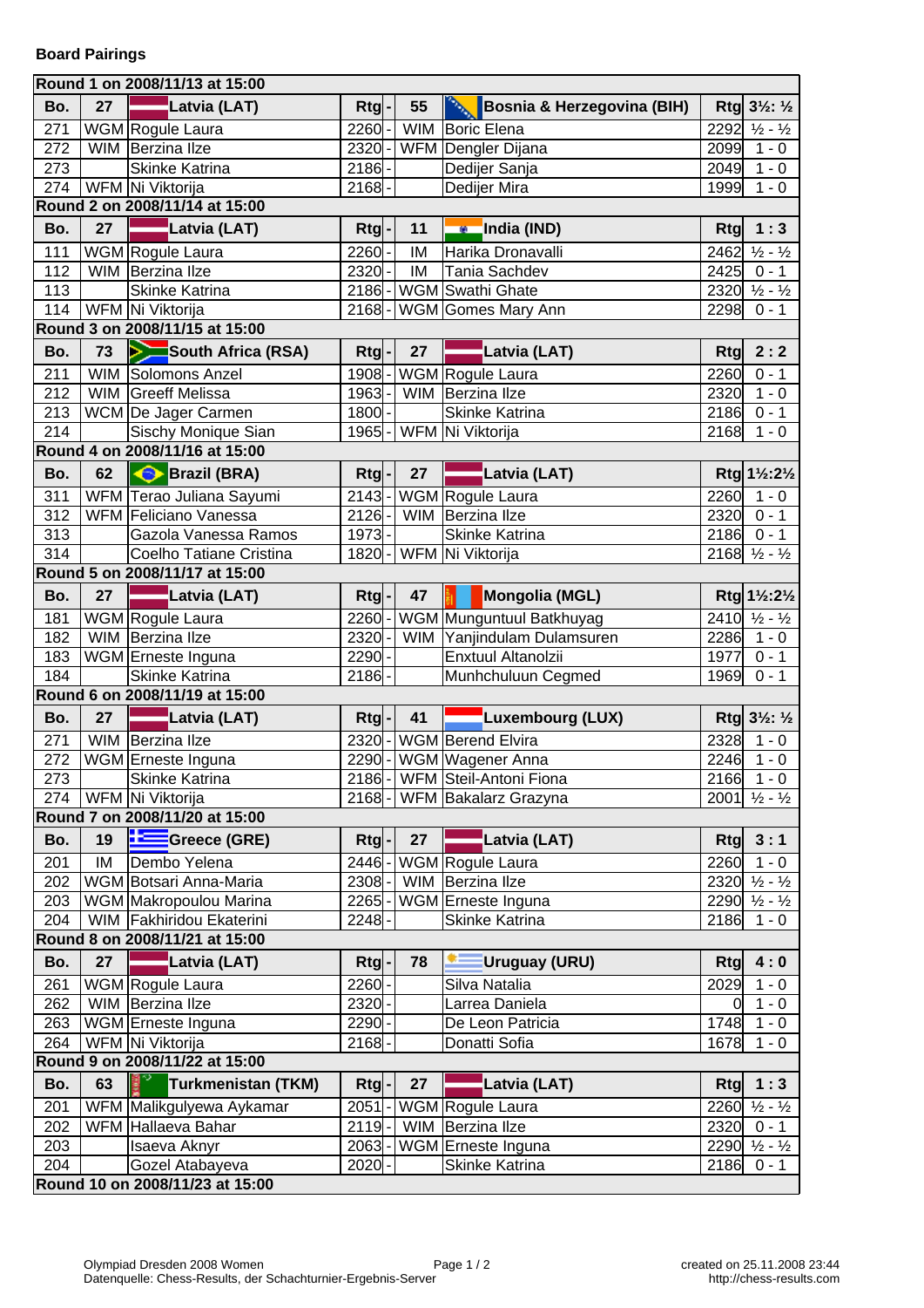**Board Pairings**

| Bo. | | | Rtg | - | | | Rtg | |
|---|---|---|---|---|---|---|---|---|
| **Round 1 on 2008/11/13 at 15:00** | | | | | | | | |
| **Bo.** | **27** | **Latvia (LAT)** | **Rtg** | **-** | **55** | **Bosnia & Herzegovina (BIH)** | **Rtg** | **3½: ½** |
| 271 | WGM | Rogule Laura | 2260 | - | WIM | Boric Elena | 2292 | ½ - ½ |
| 272 | WIM | Berzina Ilze | 2320 | - | WFM | Dengler Dijana | 2099 | 1 - 0 |
| 273 | | Skinke Katrina | 2186 | - | | Dedijer Sanja | 2049 | 1 - 0 |
| 274 | WFM | Ni Viktorija | 2168 | - | | Dedijer Mira | 1999 | 1 - 0 |
| **Round 2 on 2008/11/14 at 15:00** | | | | | | | | |
| **Bo.** | **27** | **Latvia (LAT)** | **Rtg** | **-** | **11** | **India (IND)** | **Rtg** | **1 : 3** |
| 111 | WGM | Rogule Laura | 2260 | - | IM | Harika Dronavalli | 2462 | ½ - ½ |
| 112 | WIM | Berzina Ilze | 2320 | - | IM | Tania Sachdev | 2425 | 0 - 1 |
| 113 | | Skinke Katrina | 2186 | - | WGM | Swathi Ghate | 2320 | ½ - ½ |
| 114 | WFM | Ni Viktorija | 2168 | - | WGM | Gomes Mary Ann | 2298 | 0 - 1 |
| **Round 3 on 2008/11/15 at 15:00** | | | | | | | | |
| **Bo.** | **73** | **South Africa (RSA)** | **Rtg** | **-** | **27** | **Latvia (LAT)** | **Rtg** | **2 : 2** |
| 211 | WIM | Solomons Anzel | 1908 | - | WGM | Rogule Laura | 2260 | 0 - 1 |
| 212 | WIM | Greeff Melissa | 1963 | - | WIM | Berzina Ilze | 2320 | 1 - 0 |
| 213 | WCM | De Jager Carmen | 1800 | - | | Skinke Katrina | 2186 | 0 - 1 |
| 214 | | Sischy Monique Sian | 1965 | - | WFM | Ni Viktorija | 2168 | 1 - 0 |
| **Round 4 on 2008/11/16 at 15:00** | | | | | | | | |
| **Bo.** | **62** | **Brazil (BRA)** | **Rtg** | **-** | **27** | **Latvia (LAT)** | **Rtg** | **1½:2½** |
| 311 | WFM | Terao Juliana Sayumi | 2143 | - | WGM | Rogule Laura | 2260 | 1 - 0 |
| 312 | WFM | Feliciano Vanessa | 2126 | - | WIM | Berzina Ilze | 2320 | 0 - 1 |
| 313 | | Gazola Vanessa Ramos | 1973 | - | | Skinke Katrina | 2186 | 0 - 1 |
| 314 | | Coelho Tatiane Cristina | 1820 | - | WFM | Ni Viktorija | 2168 | ½ - ½ |
| **Round 5 on 2008/11/17 at 15:00** | | | | | | | | |
| **Bo.** | **27** | **Latvia (LAT)** | **Rtg** | **-** | **47** | **Mongolia (MGL)** | **Rtg** | **1½:2½** |
| 181 | WGM | Rogule Laura | 2260 | - | WGM | Munguntuul Batkhuyag | 2410 | ½ - ½ |
| 182 | WIM | Berzina Ilze | 2320 | - | WIM | Yanjindulam Dulamsuren | 2286 | 1 - 0 |
| 183 | WGM | Erneste Inguna | 2290 | - | | Enxtuul Altanolzii | 1977 | 0 - 1 |
| 184 | | Skinke Katrina | 2186 | - | | Munhchuluun Cegmed | 1969 | 0 - 1 |
| **Round 6 on 2008/11/19 at 15:00** | | | | | | | | |
| **Bo.** | **27** | **Latvia (LAT)** | **Rtg** | **-** | **41** | **Luxembourg (LUX)** | **Rtg** | **3½: ½** |
| 271 | WIM | Berzina Ilze | 2320 | - | WGM | Berend Elvira | 2328 | 1 - 0 |
| 272 | WGM | Erneste Inguna | 2290 | - | WGM | Wagener Anna | 2246 | 1 - 0 |
| 273 | | Skinke Katrina | 2186 | - | WFM | Steil-Antoni Fiona | 2166 | 1 - 0 |
| 274 | WFM | Ni Viktorija | 2168 | - | WFM | Bakalarz Grazyna | 2001 | ½ - ½ |
| **Round 7 on 2008/11/20 at 15:00** | | | | | | | | |
| **Bo.** | **19** | **Greece (GRE)** | **Rtg** | **-** | **27** | **Latvia (LAT)** | **Rtg** | **3 : 1** |
| 201 | IM | Dembo Yelena | 2446 | - | WGM | Rogule Laura | 2260 | 1 - 0 |
| 202 | WGM | Botsari Anna-Maria | 2308 | - | WIM | Berzina Ilze | 2320 | ½ - ½ |
| 203 | WGM | Makropoulou Marina | 2265 | - | WGM | Erneste Inguna | 2290 | ½ - ½ |
| 204 | WIM | Fakhiridou Ekaterini | 2248 | - | | Skinke Katrina | 2186 | 1 - 0 |
| **Round 8 on 2008/11/21 at 15:00** | | | | | | | | |
| **Bo.** | **27** | **Latvia (LAT)** | **Rtg** | **-** | **78** | **Uruguay (URU)** | **Rtg** | **4 : 0** |
| 261 | WGM | Rogule Laura | 2260 | - | | Silva Natalia | 2029 | 1 - 0 |
| 262 | WIM | Berzina Ilze | 2320 | - | | Larrea Daniela | 0 | 1 - 0 |
| 263 | WGM | Erneste Inguna | 2290 | - | | De Leon Patricia | 1748 | 1 - 0 |
| 264 | WFM | Ni Viktorija | 2168 | - | | Donatti Sofia | 1678 | 1 - 0 |
| **Round 9 on 2008/11/22 at 15:00** | | | | | | | | |
| **Bo.** | **63** | **Turkmenistan (TKM)** | **Rtg** | **-** | **27** | **Latvia (LAT)** | **Rtg** | **1 : 3** |
| 201 | WFM | Malikgulyewa Aykamar | 2051 | - | WGM | Rogule Laura | 2260 | ½ - ½ |
| 202 | WFM | Hallaeva Bahar | 2119 | - | WIM | Berzina Ilze | 2320 | 0 - 1 |
| 203 | | Isaeva Aknyr | 2063 | - | WGM | Erneste Inguna | 2290 | ½ - ½ |
| 204 | | Gozel Atabayeva | 2020 | - | | Skinke Katrina | 2186 | 0 - 1 |
| **Round 10 on 2008/11/23 at 15:00** | | | | | | | | |

Olympiad Dresden 2008 Women
Datenquelle: Chess-Results, der Schachturnier-Ergebnis-Server

created on 25.11.2008 23:44
http://chess-results.com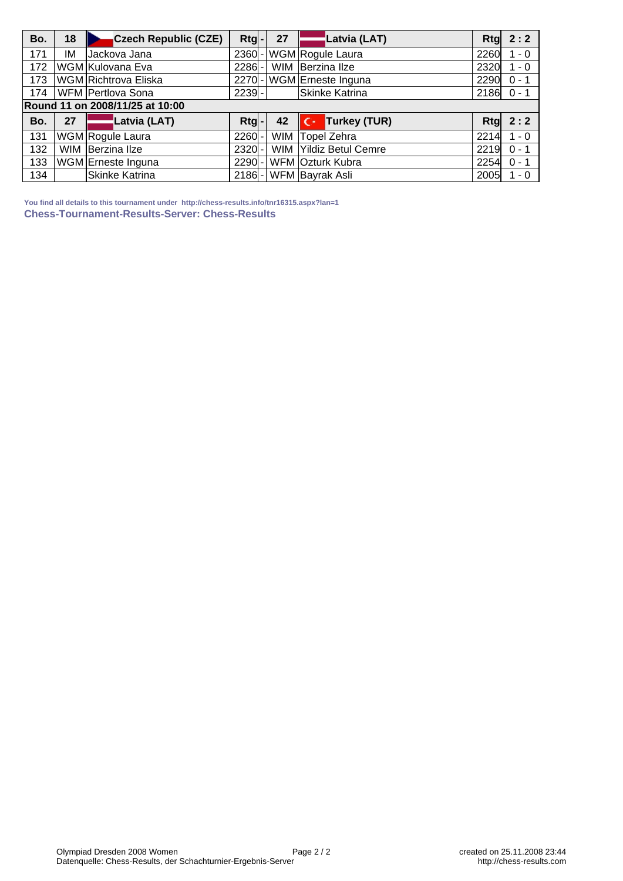| Bo. | 18 | Czech Republic (CZE) | Rtg | - | 27 | Latvia (LAT) | Rtg | 2 : 2 |
|---|---|---|---|---|---|---|---|---|
| 171 | IM | Jackova Jana | 2360 | - | WGM | Rogule Laura | 2260 | 1 - 0 |
| 172 | WGM | Kulovana Eva | 2286 | - | WIM | Berzina Ilze | 2320 | 1 - 0 |
| 173 | WGM | Richtrova Eliska | 2270 | - | WGM | Erneste Inguna | 2290 | 0 - 1 |
| 174 | WFM | Pertlova Sona | 2239 | - | | Skinke Katrina | 2186 | 0 - 1 |

**Round 11 on 2008/11/25 at 10:00**

| Bo. | 27 | Latvia (LAT) | Rtg | - | 42 | Turkey (TUR) | Rtg | 2 : 2 |
|---|---|---|---|---|---|---|---|---|
| 131 | WGM | Rogule Laura | 2260 | - | WIM | Topel Zehra | 2214 | 1 - 0 |
| 132 | WIM | Berzina Ilze | 2320 | - | WIM | Yildiz Betul Cemre | 2219 | 0 - 1 |
| 133 | WGM | Erneste Inguna | 2290 | - | WFM | Ozturk Kubra | 2254 | 0 - 1 |
| 134 | | Skinke Katrina | 2186 | - | WFM | Bayrak Asli | 2005 | 1 - 0 |

You find all details to this tournament under http://chess-results.info/tnr16315.aspx?lan=1

**Chess-Tournament-Results-Server: Chess-Results**